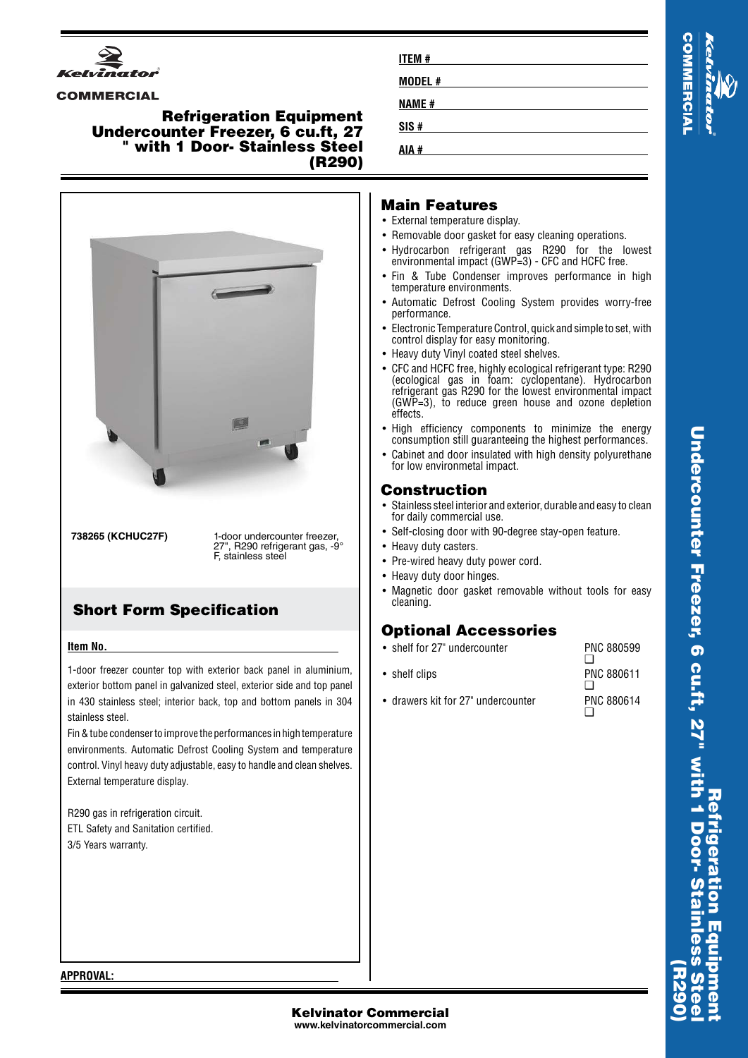Kelvinator®

COMMERCIAL

# Refrigeration Equipment Undercounter Freezer, 6 cu.ft, 27 " with 1 Door- Stainless Steel (R290)

ITEM # \_\_\_\_\_\_\_\_\_\_

MODEL # \_\_\_\_\_\_\_\_\_\_

NAME # \_\_\_\_\_\_\_\_\_\_

SIS # \_\_\_\_\_\_\_\_\_\_

AIA # \_\_\_\_\_\_\_\_\_\_

| | |
|---|---|
| **738265 (KCHUC27F)** | 1-door undercounter freezer, 27", R290 refrigerant gas, -9° F, stainless steel |

## Short Form Specification

**Item No.** \_\_\_\_\_\_\_\_\_\_

1-door freezer counter top with exterior back panel in aluminium, exterior bottom panel in galvanized steel, exterior side and top panel in 430 stainless steel; interior back, top and bottom panels in 304 stainless steel.

Fin & tube condenser to improve the performances in high temperature environments. Automatic Defrost Cooling System and temperature control. Vinyl heavy duty adjustable, easy to handle and clean shelves. External temperature display.

R290 gas in refrigeration circuit.
ETL Safety and Sanitation certified.
3/5 Years warranty.

## Main Features

- External temperature display.
- Removable door gasket for easy cleaning operations.
- Hydrocarbon refrigerant gas R290 for the lowest environmental impact (GWP=3) - CFC and HCFC free.
- Fin & Tube Condenser improves performance in high temperature environments.
- Automatic Defrost Cooling System provides worry-free performance.
- Electronic Temperature Control, quick and simple to set, with control display for easy monitoring.
- Heavy duty Vinyl coated steel shelves.
- CFC and HCFC free, highly ecological refrigerant type: R290 (ecological gas in foam: cyclopentane). Hydrocarbon refrigerant gas R290 for the lowest environmental impact (GWP=3), to reduce green house and ozone depletion effects.
- High efficiency components to minimize the energy consumption still guaranteeing the highest performances.
- Cabinet and door insulated with high density polyurethane for low environmetal impact.

## Construction

- Stainless steel interior and exterior, durable and easy to clean for daily commercial use.
- Self-closing door with 90-degree stay-open feature.
- Heavy duty casters.
- Pre-wired heavy duty power cord.
- Heavy duty door hinges.
- Magnetic door gasket removable without tools for easy cleaning.

## Optional Accessories

| | |
|---|---|
| • shelf for 27" undercounter | PNC 880599 ❑ |
| • shelf clips | PNC 880611 ❑ |
| • drawers kit for 27" undercounter | PNC 880614 ❑ |

**APPROVAL:** \_\_\_\_\_\_\_\_\_\_

**Kelvinator Commercial**
**www.kelvinatorcommercial.com**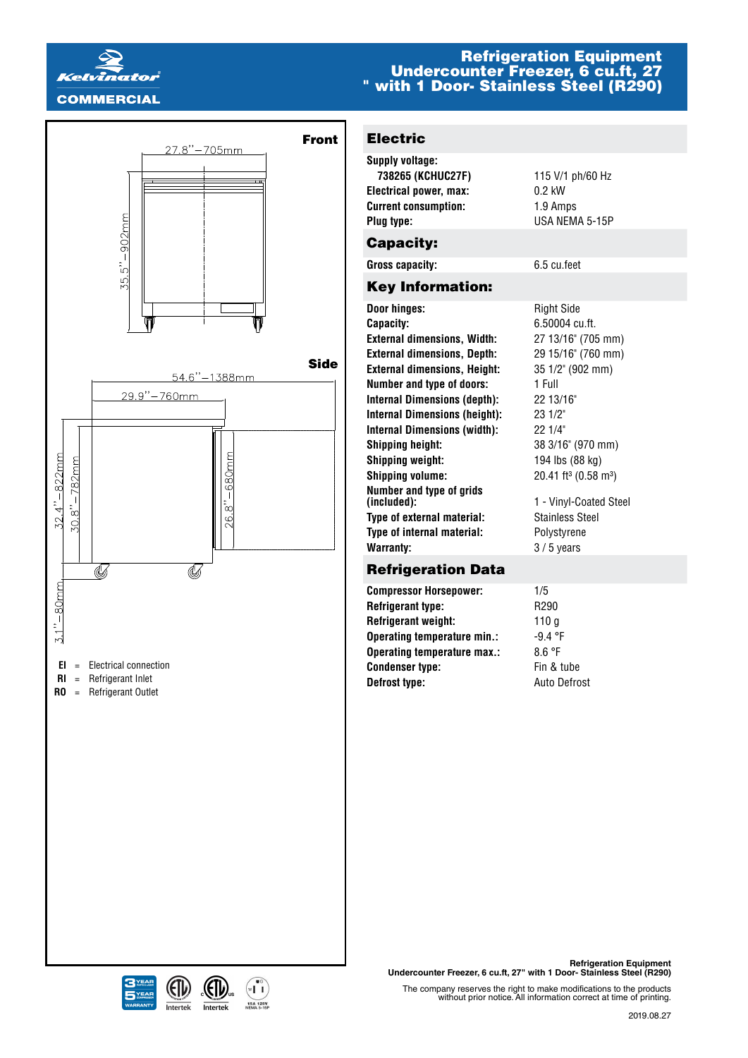# Refrigeration Equipment Undercounter Freezer, 6 cu.ft, 27 " with 1 Door- Stainless Steel (R290)

Kelvinator COMMERCIAL

**Front**

27.8"–705mm

35.5"–902mm

**Side**

54.6"–1388mm

29.9"–760mm

32.4"–822mm

30.8"–782mm

26.8"–680mm

3.1"–80mm

**EI** = Electrical connection
**RI** = Refrigerant Inlet
**RO** = Refrigerant Outlet

## Electric

| | |
|---|---|
| **Supply voltage:** | |
| **738265 (KCHUC27F)** | 115 V/1 ph/60 Hz |
| **Electrical power, max:** | 0.2 kW |
| **Current consumption:** | 1.9 Amps |
| **Plug type:** | USA NEMA 5-15P |

## Capacity:

| | |
|---|---|
| **Gross capacity:** | 6.5 cu.feet |

## Key Information:

| | |
|---|---|
| **Door hinges:** | Right Side |
| **Capacity:** | 6.50004 cu.ft. |
| **External dimensions, Width:** | 27 13/16" (705 mm) |
| **External dimensions, Depth:** | 29 15/16" (760 mm) |
| **External dimensions, Height:** | 35 1/2" (902 mm) |
| **Number and type of doors:** | 1 Full |
| **Internal Dimensions (depth):** | 22 13/16" |
| **Internal Dimensions (height):** | 23 1/2" |
| **Internal Dimensions (width):** | 22 1/4" |
| **Shipping height:** | 38 3/16" (970 mm) |
| **Shipping weight:** | 194 lbs (88 kg) |
| **Shipping volume:** | 20.41 ft³ (0.58 m³) |
| **Number and type of grids (included):** | 1 - Vinyl-Coated Steel |
| **Type of external material:** | Stainless Steel |
| **Type of internal material:** | Polystyrene |
| **Warranty:** | 3 / 5 years |

## Refrigeration Data

| | |
|---|---|
| **Compressor Horsepower:** | 1/5 |
| **Refrigerant type:** | R290 |
| **Refrigerant weight:** | 110 g |
| **Operating temperature min.:** | -9.4 °F |
| **Operating temperature max.:** | 8.6 °F |
| **Condenser type:** | Fin & tube |
| **Defrost type:** | Auto Defrost |

3 YEAR PARTS & LABOR, 5 YEAR COMPRESSOR WARRANTY — Intertek — Intertek — 15A 125V NEMA 5-15P

**Refrigeration Equipment**
**Undercounter Freezer, 6 cu.ft, 27" with 1 Door- Stainless Steel (R290)**

The company reserves the right to make modifications to the products without prior notice. All information correct at time of printing.

2019.08.27